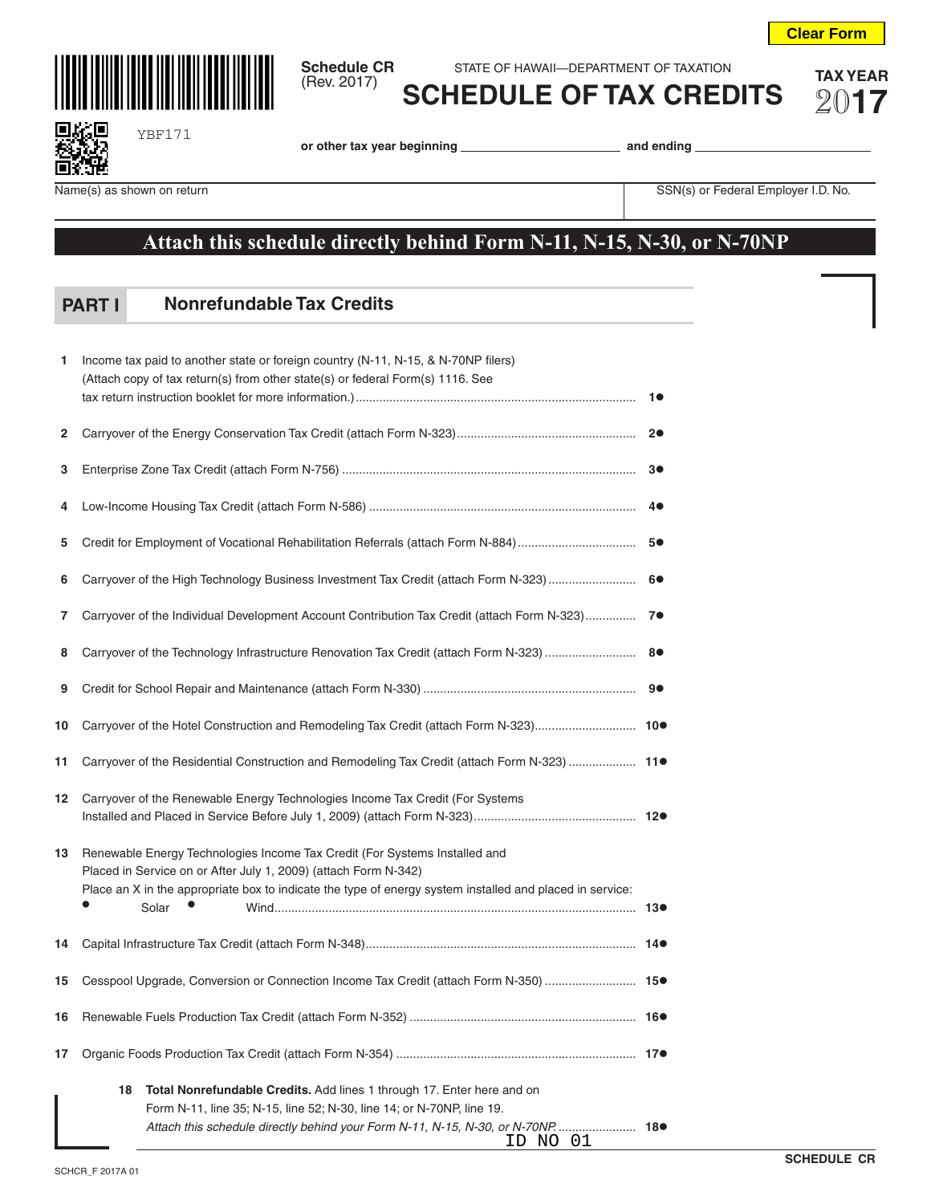Clear Form

**Schedule CR**
(Rev. 2017)

STATE OF HAWAII—DEPARTMENT OF TAXATION

# SCHEDULE OF TAX CREDITS

**TAX YEAR 2017**

YBF171

**or other tax year beginning** ________________ **and ending** ________________

| Name(s) as shown on return | SSN(s) or Federal Employer I.D. No. |
|---|---|
| | |

## Attach this schedule directly behind Form N-11, N-15, N-30, or N-70NP

## PART I Nonrefundable Tax Credits

| | | | |
|---|---|---|---|
| 1 | Income tax paid to another state or foreign country (N-11, N-15, & N-70NP filers) (Attach copy of tax return(s) from other state(s) or federal Form(s) 1116. See tax return instruction booklet for more information.) | 1● | |
| 2 | Carryover of the Energy Conservation Tax Credit (attach Form N-323) | 2● | |
| 3 | Enterprise Zone Tax Credit (attach Form N-756) | 3● | |
| 4 | Low-Income Housing Tax Credit (attach Form N-586) | 4● | |
| 5 | Credit for Employment of Vocational Rehabilitation Referrals (attach Form N-884) | 5● | |
| 6 | Carryover of the High Technology Business Investment Tax Credit (attach Form N-323) | 6● | |
| 7 | Carryover of the Individual Development Account Contribution Tax Credit (attach Form N-323) | 7● | |
| 8 | Carryover of the Technology Infrastructure Renovation Tax Credit (attach Form N-323) | 8● | |
| 9 | Credit for School Repair and Maintenance (attach Form N-330) | 9● | |
| 10 | Carryover of the Hotel Construction and Remodeling Tax Credit (attach Form N-323) | 10● | |
| 11 | Carryover of the Residential Construction and Remodeling Tax Credit (attach Form N-323) | 11● | |
| 12 | Carryover of the Renewable Energy Technologies Income Tax Credit (For Systems Installed and Placed in Service Before July 1, 2009) (attach Form N-323) | 12● | |
| 13 | Renewable Energy Technologies Income Tax Credit (For Systems Installed and Placed in Service on or After July 1, 2009) (attach Form N-342) Place an X in the appropriate box to indicate the type of energy system installed and placed in service: ● Solar ● Wind | 13● | |
| 14 | Capital Infrastructure Tax Credit (attach Form N-348) | 14● | |
| 15 | Cesspool Upgrade, Conversion or Connection Income Tax Credit (attach Form N-350) | 15● | |
| 16 | Renewable Fuels Production Tax Credit (attach Form N-352) | 16● | |
| 17 | Organic Foods Production Tax Credit (attach Form N-354) | 17● | |
| 18 | **Total Nonrefundable Credits.** Add lines 1 through 17. Enter here and on Form N-11, line 35; N-15, line 52; N-30, line 14; or N-70NP, line 19. *Attach this schedule directly behind your Form N-11, N-15, N-30, or N-70NP.* | 18● | |

ID NO 01

SCHCR_F 2017A 01

SCHEDULE CR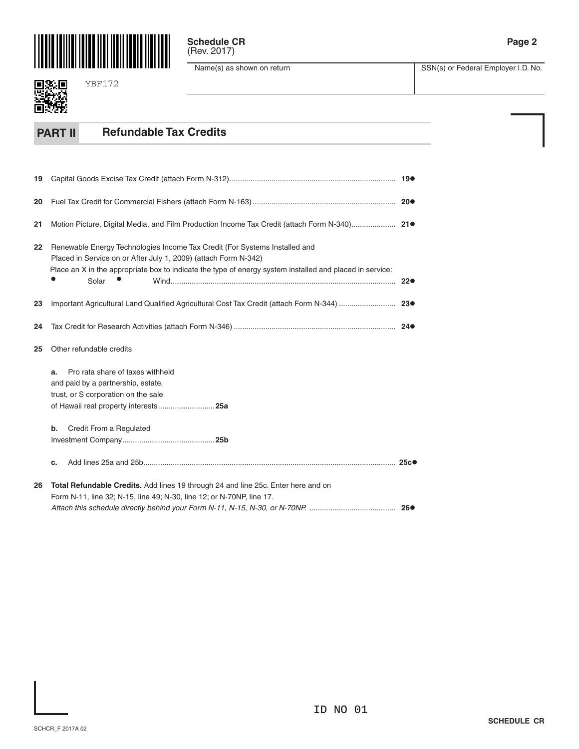**Schedule CR**
(Rev. 2017)

Name(s) as shown on return | SSN(s) or Federal Employer I.D. No.

YBF172

## PART II Refundable Tax Credits

**19** Capital Goods Excise Tax Credit (attach Form N-312)............................................................................... **19●**

**20** Fuel Tax Credit for Commercial Fishers (attach Form N-163)................................................................... **20●**

**21** Motion Picture, Digital Media, and Film Production Income Tax Credit (attach Form N-340).................... **21●**

**22** Renewable Energy Technologies Income Tax Credit (For Systems Installed and Placed in Service on or After July 1, 2009) (attach Form N-342)
Place an X in the appropriate box to indicate the type of energy system installed and placed in service:
● Solar ● Wind.......................................................................................................... **22●**

**23** Important Agricultural Land Qualified Agricultural Cost Tax Credit (attach Form N-344) .......................... **23●**

**24** Tax Credit for Research Activities (attach Form N-346) ............................................................................ **24●**

**25** Other refundable credits

**a.** Pro rata share of taxes withheld and paid by a partnership, estate, trust, or S corporation on the sale of Hawaii real property interests........................... **25a**

**b.** Credit From a Regulated Investment Company............................................ **25b**

**c.** Add lines 25a and 25b....................................................................................................................... **25c●**

**26** **Total Refundable Credits.** Add lines 19 through 24 and line 25c. Enter here and on Form N-11, line 32; N-15, line 49; N-30, line 12; or N-70NP, line 17.
*Attach this schedule directly behind your Form N-11, N-15, N-30, or N-70NP.* ......................................... **26●**

ID NO 01

SCHCR_F 2017A 02

SCHEDULE CR